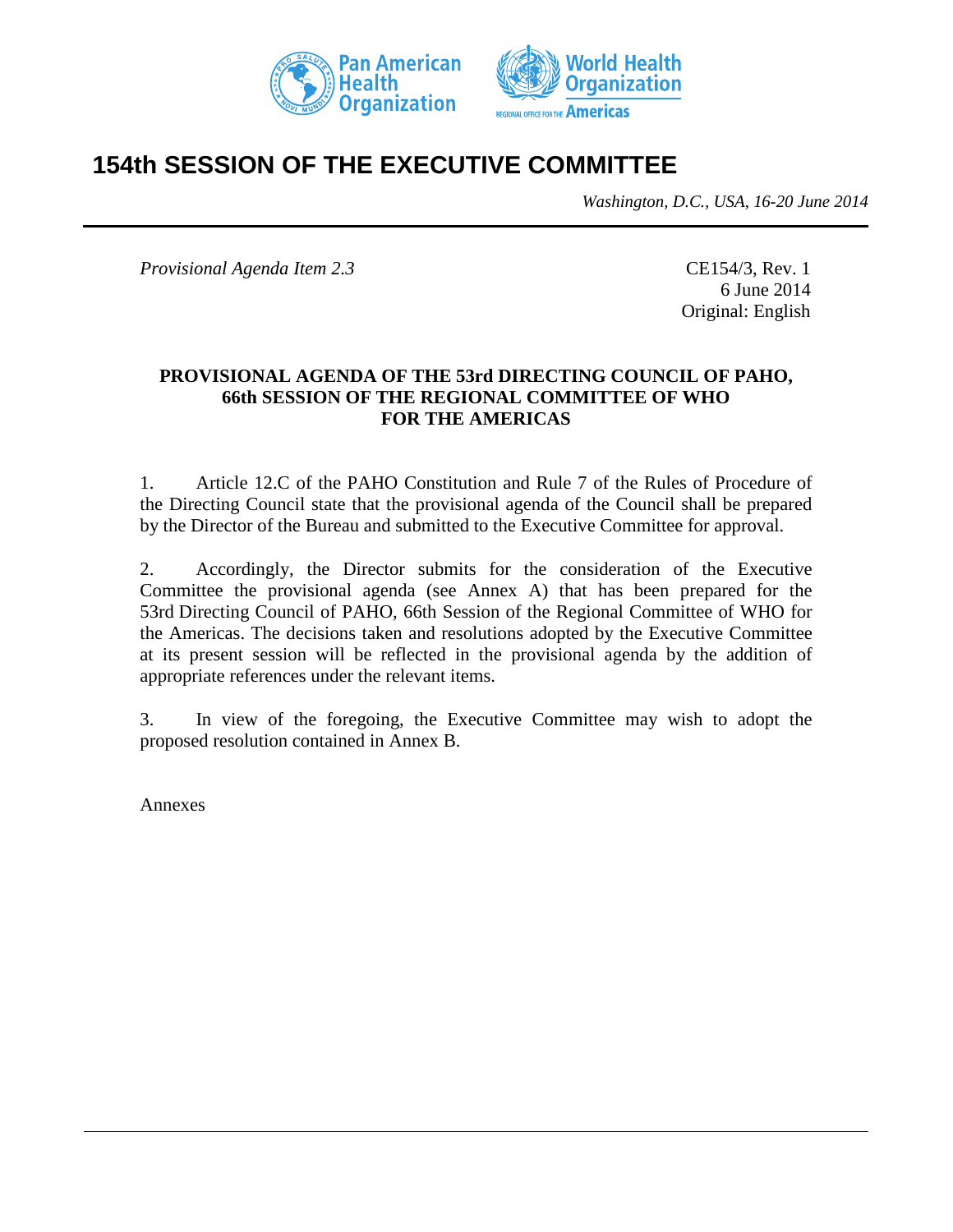# 154th SESSION OF THE EXECUTIVE COMMITTEE

*Washington, D.C., USA, 16-20 June 2014*

*Provisional Agenda Item 2.3*

CE154/3, Rev. 1
6 June 2014
Original: English

**PROVISIONAL AGENDA OF THE 53rd DIRECTING COUNCIL OF PAHO, 66th SESSION OF THE REGIONAL COMMITTEE OF WHO FOR THE AMERICAS**

1. Article 12.C of the PAHO Constitution and Rule 7 of the Rules of Procedure of the Directing Council state that the provisional agenda of the Council shall be prepared by the Director of the Bureau and submitted to the Executive Committee for approval.

2. Accordingly, the Director submits for the consideration of the Executive Committee the provisional agenda (see Annex A) that has been prepared for the 53rd Directing Council of PAHO, 66th Session of the Regional Committee of WHO for the Americas. The decisions taken and resolutions adopted by the Executive Committee at its present session will be reflected in the provisional agenda by the addition of appropriate references under the relevant items.

3. In view of the foregoing, the Executive Committee may wish to adopt the proposed resolution contained in Annex B.

Annexes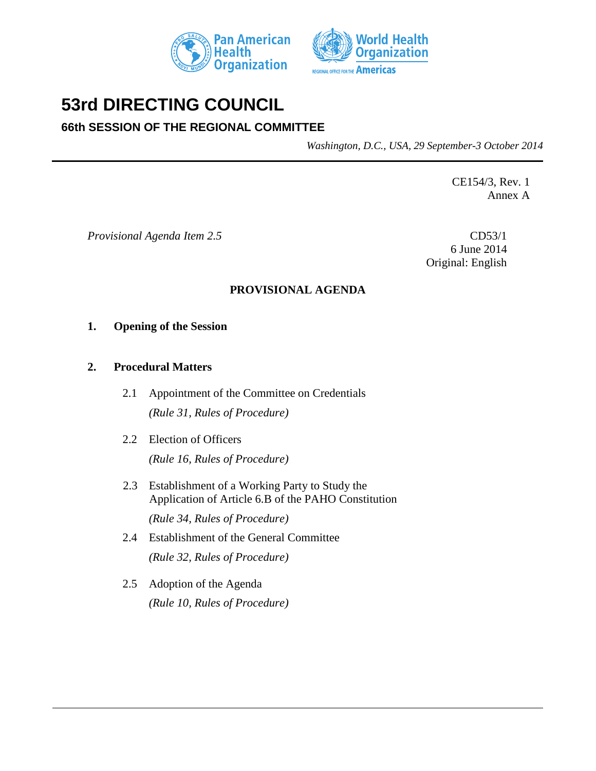# 53rd DIRECTING COUNCIL

## 66th SESSION OF THE REGIONAL COMMITTEE

*Washington, D.C., USA, 29 September-3 October 2014*

CE154/3, Rev. 1
Annex A

*Provisional Agenda Item 2.5*

CD53/1
6 June 2014
Original: English

**PROVISIONAL AGENDA**

**1. Opening of the Session**

**2. Procedural Matters**

2.1 Appointment of the Committee on Credentials
*(Rule 31, Rules of Procedure)*

2.2 Election of Officers
*(Rule 16, Rules of Procedure)*

2.3 Establishment of a Working Party to Study the Application of Article 6.B of the PAHO Constitution
*(Rule 34, Rules of Procedure)*

2.4 Establishment of the General Committee
*(Rule 32, Rules of Procedure)*

2.5 Adoption of the Agenda
*(Rule 10, Rules of Procedure)*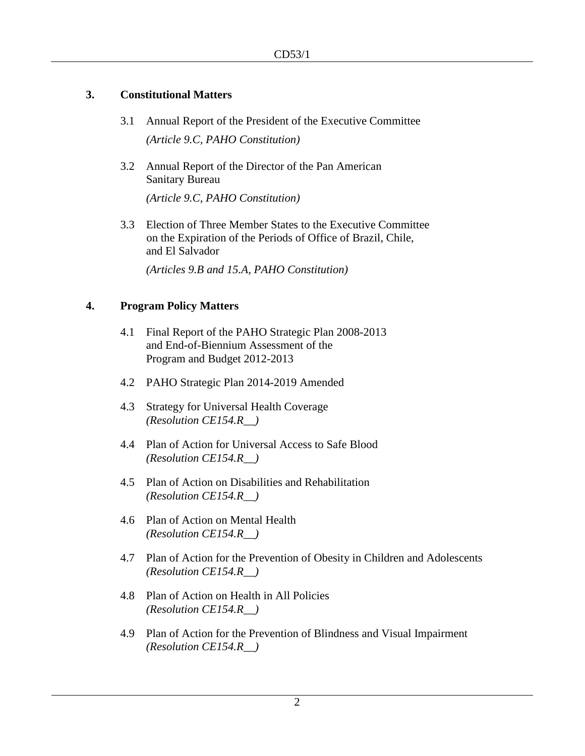## 3. Constitutional Matters

3.1 Annual Report of the President of the Executive Committee

*(Article 9.C, PAHO Constitution)*

3.2 Annual Report of the Director of the Pan American Sanitary Bureau

*(Article 9.C, PAHO Constitution)*

3.3 Election of Three Member States to the Executive Committee on the Expiration of the Periods of Office of Brazil, Chile, and El Salvador

*(Articles 9.B and 15.A, PAHO Constitution)*

## 4. Program Policy Matters

4.1 Final Report of the PAHO Strategic Plan 2008-2013 and End-of-Biennium Assessment of the Program and Budget 2012-2013

4.2 PAHO Strategic Plan 2014-2019 Amended

4.3 Strategy for Universal Health Coverage
*(Resolution CE154.R__)*

4.4 Plan of Action for Universal Access to Safe Blood
*(Resolution CE154.R__)*

4.5 Plan of Action on Disabilities and Rehabilitation
*(Resolution CE154.R__)*

4.6 Plan of Action on Mental Health
*(Resolution CE154.R__)*

4.7 Plan of Action for the Prevention of Obesity in Children and Adolescents
*(Resolution CE154.R__)*

4.8 Plan of Action on Health in All Policies
*(Resolution CE154.R__)*

4.9 Plan of Action for the Prevention of Blindness and Visual Impairment
*(Resolution CE154.R__)*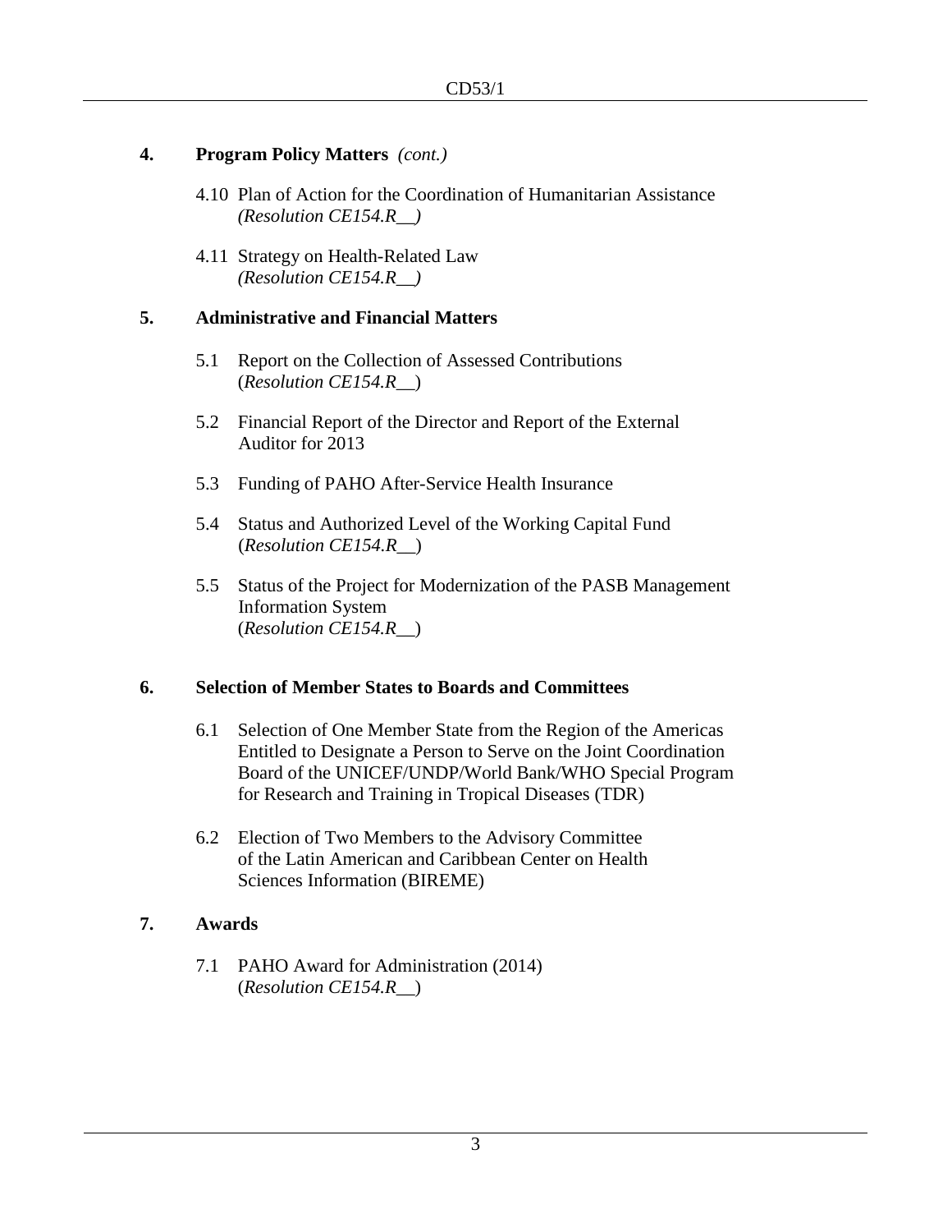## 4. Program Policy Matters *(cont.)*

4.10 Plan of Action for the Coordination of Humanitarian Assistance
*(Resolution CE154.R__)*

4.11 Strategy on Health-Related Law
*(Resolution CE154.R__)*

## 5. Administrative and Financial Matters

5.1 Report on the Collection of Assessed Contributions
(*Resolution CE154.R__*)

5.2 Financial Report of the Director and Report of the External Auditor for 2013

5.3 Funding of PAHO After-Service Health Insurance

5.4 Status and Authorized Level of the Working Capital Fund
(*Resolution CE154.R__*)

5.5 Status of the Project for Modernization of the PASB Management Information System
(*Resolution CE154.R__*)

## 6. Selection of Member States to Boards and Committees

6.1 Selection of One Member State from the Region of the Americas Entitled to Designate a Person to Serve on the Joint Coordination Board of the UNICEF/UNDP/World Bank/WHO Special Program for Research and Training in Tropical Diseases (TDR)

6.2 Election of Two Members to the Advisory Committee of the Latin American and Caribbean Center on Health Sciences Information (BIREME)

## 7. Awards

7.1 PAHO Award for Administration (2014)
(*Resolution CE154.R__*)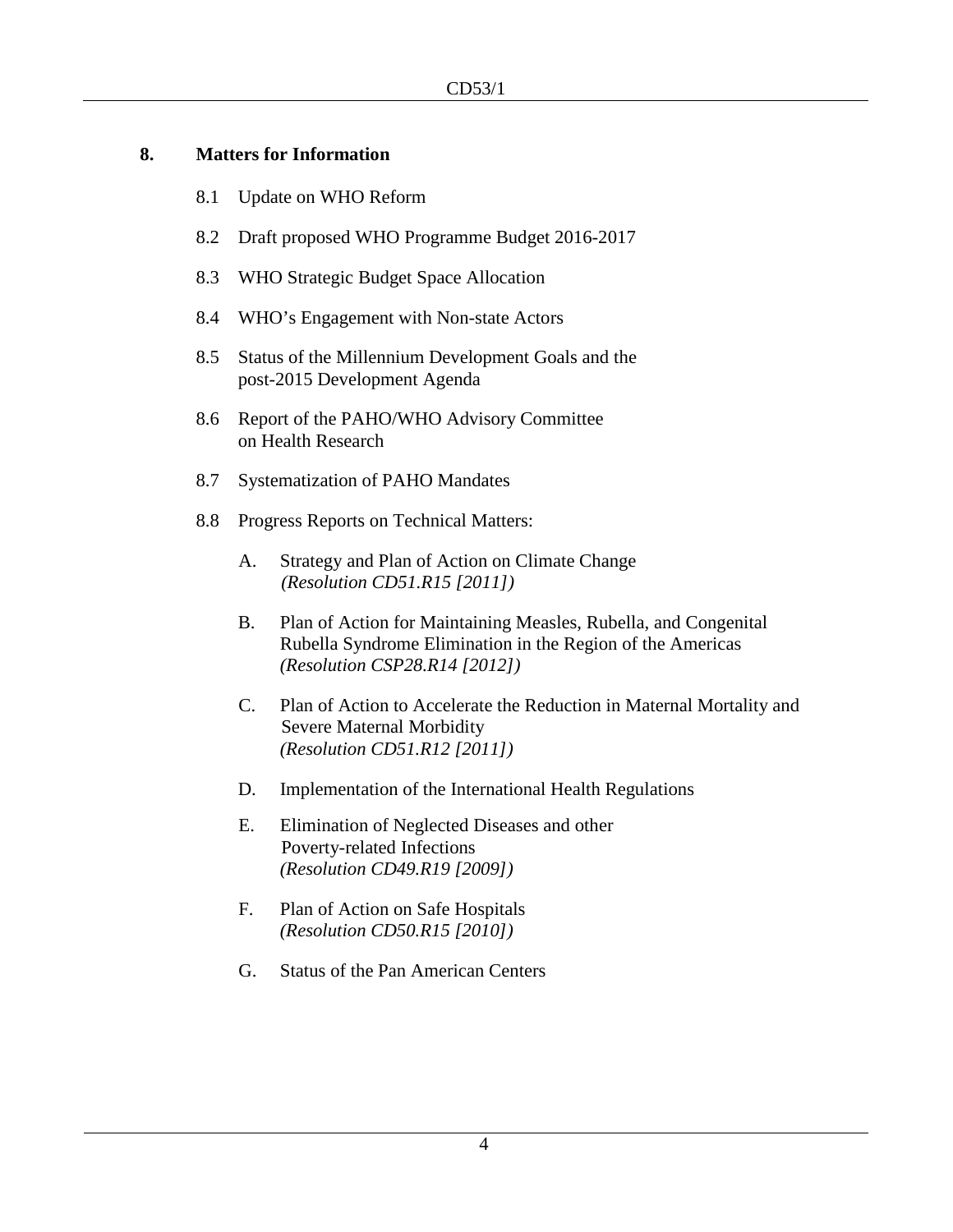## 8. Matters for Information

8.1 Update on WHO Reform

8.2 Draft proposed WHO Programme Budget 2016-2017

8.3 WHO Strategic Budget Space Allocation

8.4 WHO's Engagement with Non-state Actors

8.5 Status of the Millennium Development Goals and the post-2015 Development Agenda

8.6 Report of the PAHO/WHO Advisory Committee on Health Research

8.7 Systematization of PAHO Mandates

8.8 Progress Reports on Technical Matters:

A. Strategy and Plan of Action on Climate Change *(Resolution CD51.R15 [2011])*

B. Plan of Action for Maintaining Measles, Rubella, and Congenital Rubella Syndrome Elimination in the Region of the Americas *(Resolution CSP28.R14 [2012])*

C. Plan of Action to Accelerate the Reduction in Maternal Mortality and Severe Maternal Morbidity *(Resolution CD51.R12 [2011])*

D. Implementation of the International Health Regulations

E. Elimination of Neglected Diseases and other Poverty-related Infections *(Resolution CD49.R19 [2009])*

F. Plan of Action on Safe Hospitals *(Resolution CD50.R15 [2010])*

G. Status of the Pan American Centers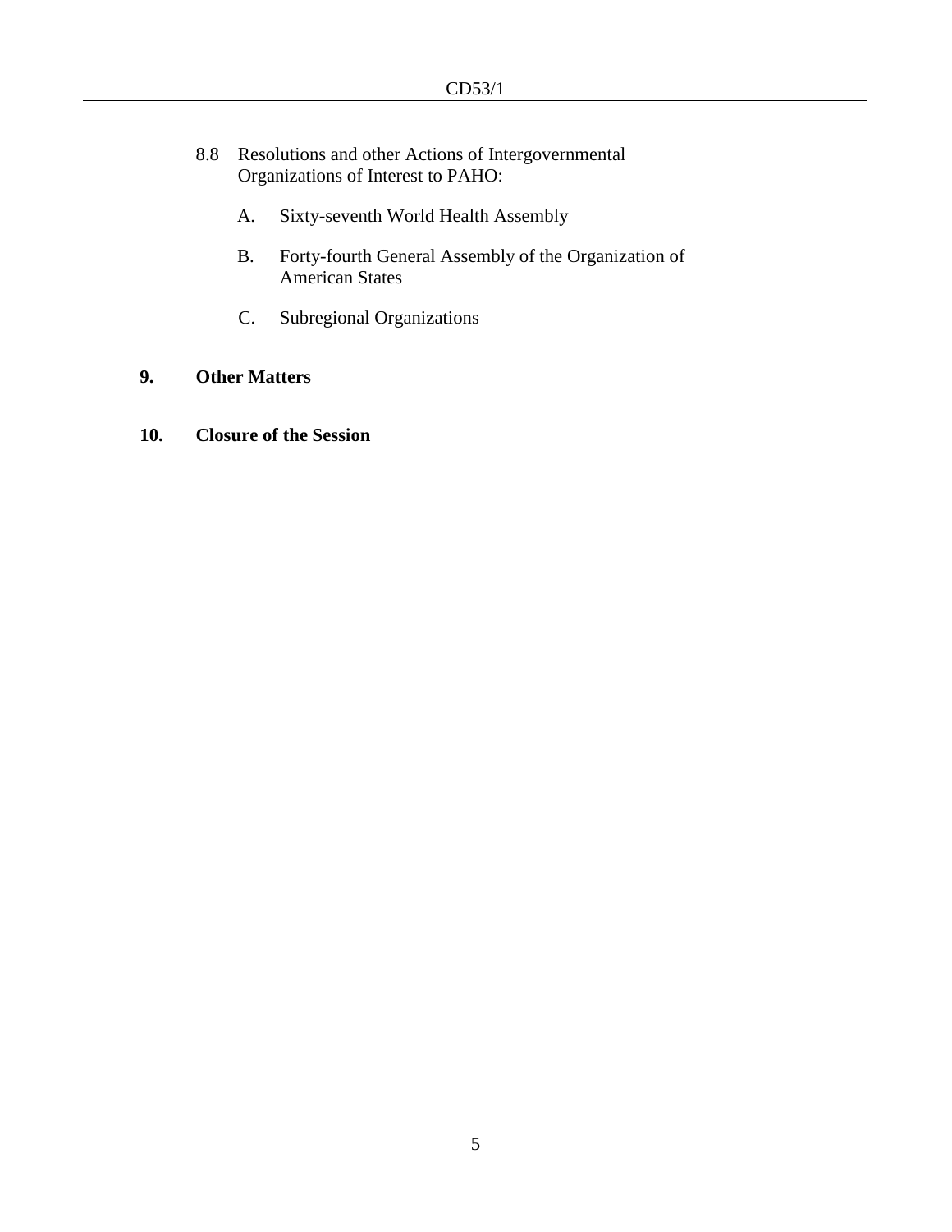8.8 Resolutions and other Actions of Intergovernmental Organizations of Interest to PAHO:

   A. Sixty-seventh World Health Assembly

   B. Forty-fourth General Assembly of the Organization of American States

   C. Subregional Organizations

**9. Other Matters**

**10. Closure of the Session**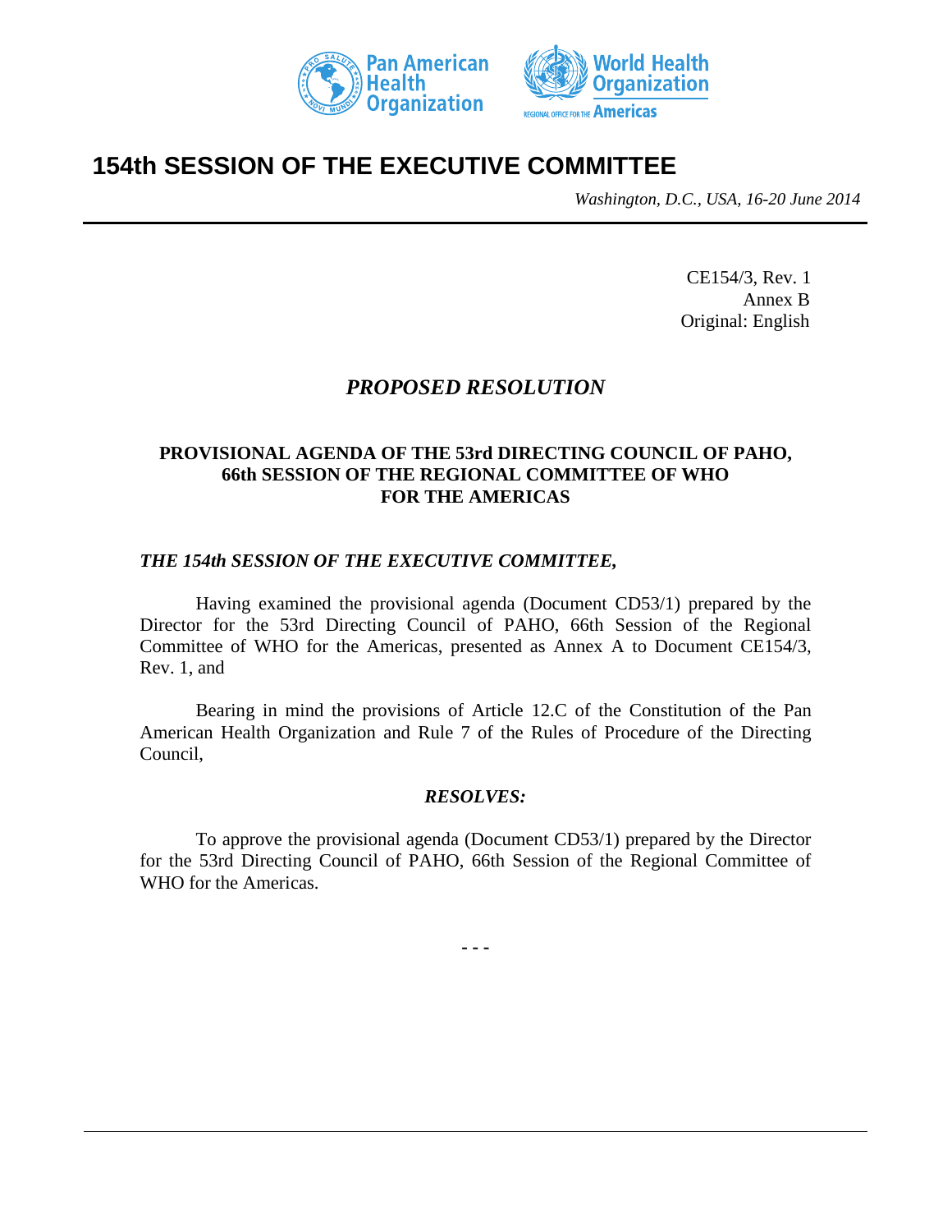# 154th SESSION OF THE EXECUTIVE COMMITTEE

*Washington, D.C., USA, 16-20 June 2014*

CE154/3, Rev. 1
Annex B
Original: English

## *PROPOSED RESOLUTION*

### PROVISIONAL AGENDA OF THE 53rd DIRECTING COUNCIL OF PAHO, 66th SESSION OF THE REGIONAL COMMITTEE OF WHO FOR THE AMERICAS

***THE 154th SESSION OF THE EXECUTIVE COMMITTEE,***

Having examined the provisional agenda (Document CD53/1) prepared by the Director for the 53rd Directing Council of PAHO, 66th Session of the Regional Committee of WHO for the Americas, presented as Annex A to Document CE154/3, Rev. 1, and

Bearing in mind the provisions of Article 12.C of the Constitution of the Pan American Health Organization and Rule 7 of the Rules of Procedure of the Directing Council,

***RESOLVES:***

To approve the provisional agenda (Document CD53/1) prepared by the Director for the 53rd Directing Council of PAHO, 66th Session of the Regional Committee of WHO for the Americas.

- - -